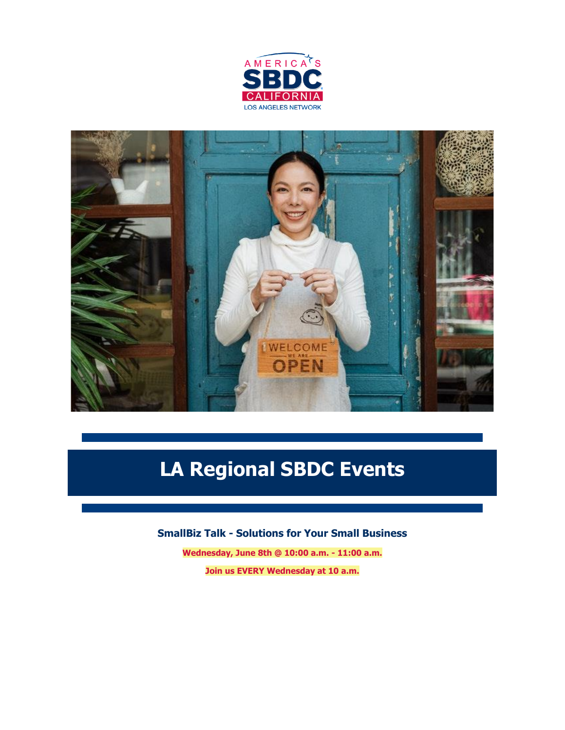# LA Regional SBDC Events

### SmallBiz Talk - Solutions for Your Small Business

**Wednesday, June 8th @ 10:00 a.m. - 11:00 a.m.**

**Join us EVERY Wednesday at 10 a.m.**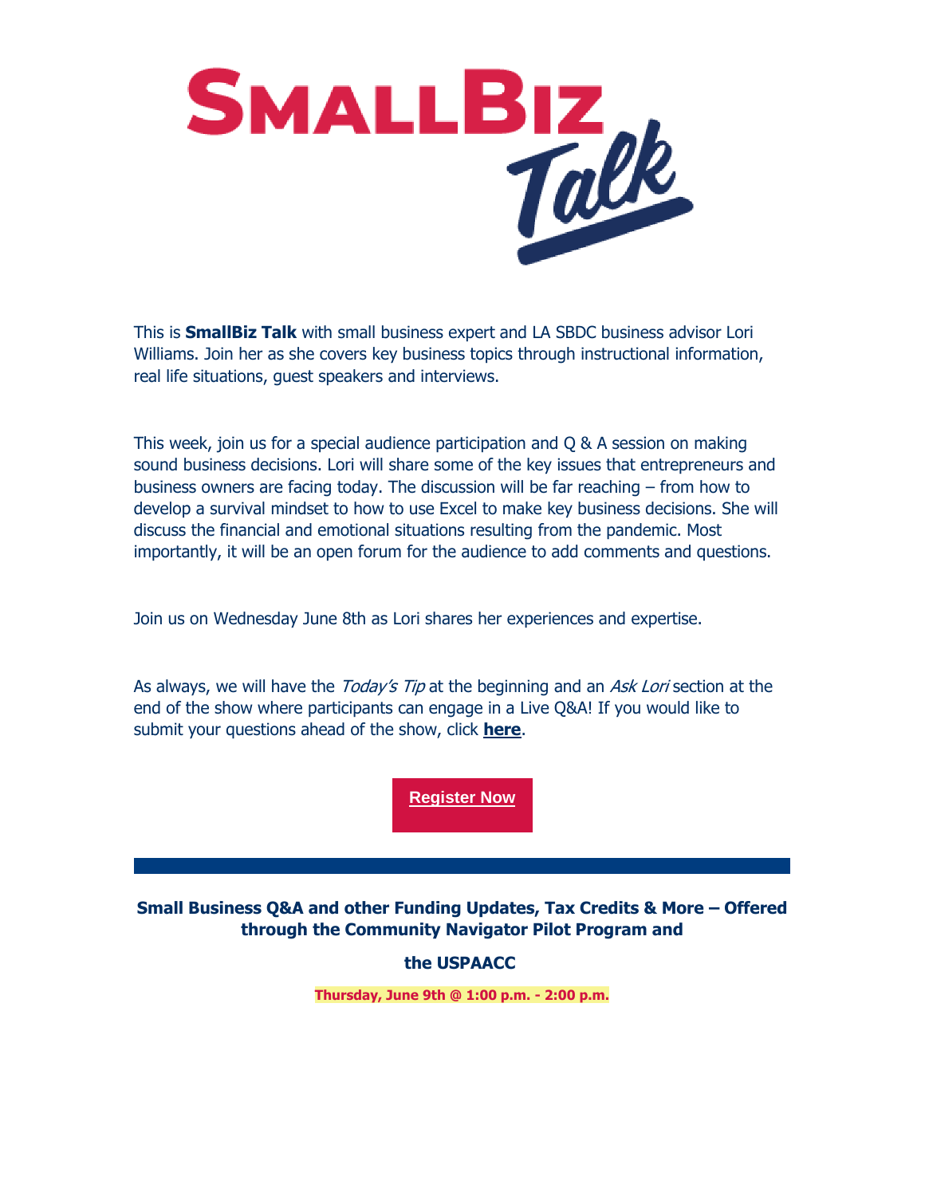# SmallBiz Talk

This is **SmallBiz Talk** with small business expert and LA SBDC business advisor Lori Williams. Join her as she covers key business topics through instructional information, real life situations, guest speakers and interviews.

This week, join us for a special audience participation and Q & A session on making sound business decisions. Lori will share some of the key issues that entrepreneurs and business owners are facing today. The discussion will be far reaching – from how to develop a survival mindset to how to use Excel to make key business decisions. She will discuss the financial and emotional situations resulting from the pandemic. Most importantly, it will be an open forum for the audience to add comments and questions.

Join us on Wednesday June 8th as Lori shares her experiences and expertise.

As always, we will have the *Today's Tip* at the beginning and an *Ask Lori* section at the end of the show where participants can engage in a Live Q&A! If you would like to submit your questions ahead of the show, click **here**.

**Register Now**

---

**Small Business Q&A and other Funding Updates, Tax Credits & More – Offered through the Community Navigator Pilot Program and**

**the USPAACC**

**Thursday, June 9th @ 1:00 p.m. - 2:00 p.m.**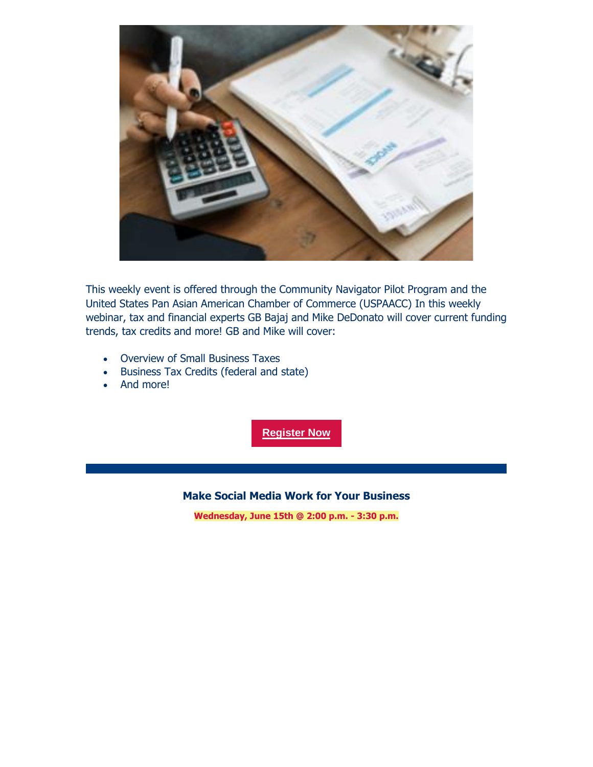This weekly event is offered through the Community Navigator Pilot Program and the United States Pan Asian American Chamber of Commerce (USPAACC) In this weekly webinar, tax and financial experts GB Bajaj and Mike DeDonato will cover current funding trends, tax credits and more! GB and Mike will cover:

- Overview of Small Business Taxes
- Business Tax Credits (federal and state)
- And more!

**Register Now**

---

### Make Social Media Work for Your Business

**Wednesday, June 15th @ 2:00 p.m. - 3:30 p.m.**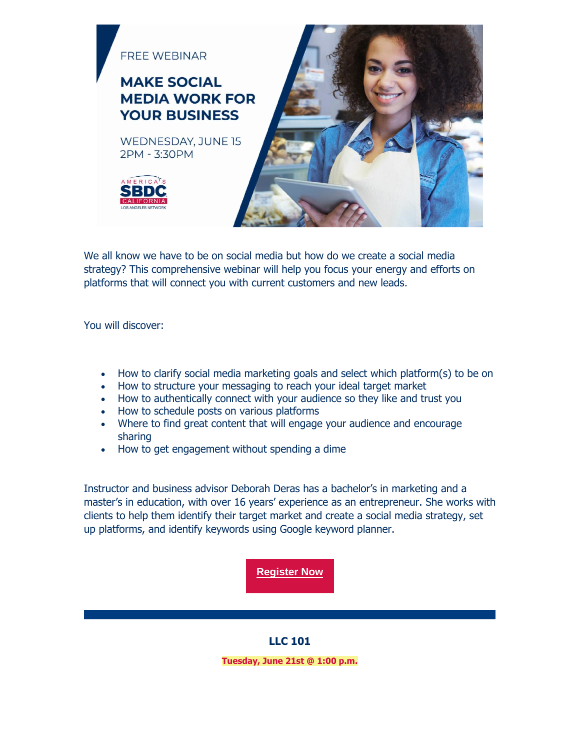FREE WEBINAR

## MAKE SOCIAL MEDIA WORK FOR YOUR BUSINESS

WEDNESDAY, JUNE 15
2PM - 3:30PM

AMERICA'S SBDC CALIFORNIA LOS ANGELES NETWORK

We all know we have to be on social media but how do we create a social media strategy? This comprehensive webinar will help you focus your energy and efforts on platforms that will connect you with current customers and new leads.

You will discover:

- How to clarify social media marketing goals and select which platform(s) to be on
- How to structure your messaging to reach your ideal target market
- How to authentically connect with your audience so they like and trust you
- How to schedule posts on various platforms
- Where to find great content that will engage your audience and encourage sharing
- How to get engagement without spending a dime

Instructor and business advisor Deborah Deras has a bachelor's in marketing and a master's in education, with over 16 years' experience as an entrepreneur. She works with clients to help them identify their target market and create a social media strategy, set up platforms, and identify keywords using Google keyword planner.

**Register Now**

---

### LLC 101

**Tuesday, June 21st @ 1:00 p.m.**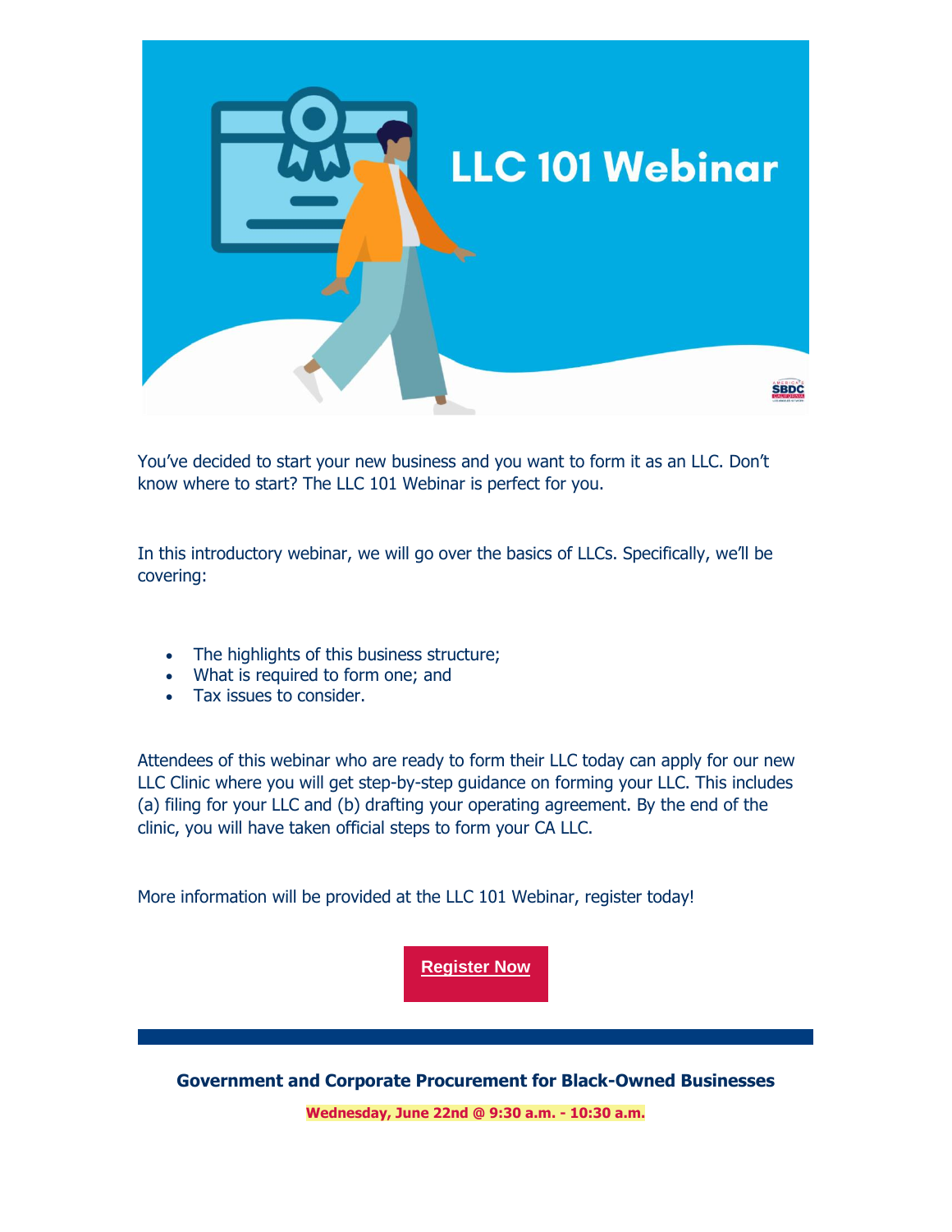# LLC 101 Webinar

You've decided to start your new business and you want to form it as an LLC. Don't know where to start? The LLC 101 Webinar is perfect for you.

In this introductory webinar, we will go over the basics of LLCs. Specifically, we'll be covering:

- The highlights of this business structure;
- What is required to form one; and
- Tax issues to consider.

Attendees of this webinar who are ready to form their LLC today can apply for our new LLC Clinic where you will get step-by-step guidance on forming your LLC. This includes (a) filing for your LLC and (b) drafting your operating agreement. By the end of the clinic, you will have taken official steps to form your CA LLC.

More information will be provided at the LLC 101 Webinar, register today!

**Register Now**

---

**Government and Corporate Procurement for Black-Owned Businesses**

**Wednesday, June 22nd @ 9:30 a.m. - 10:30 a.m.**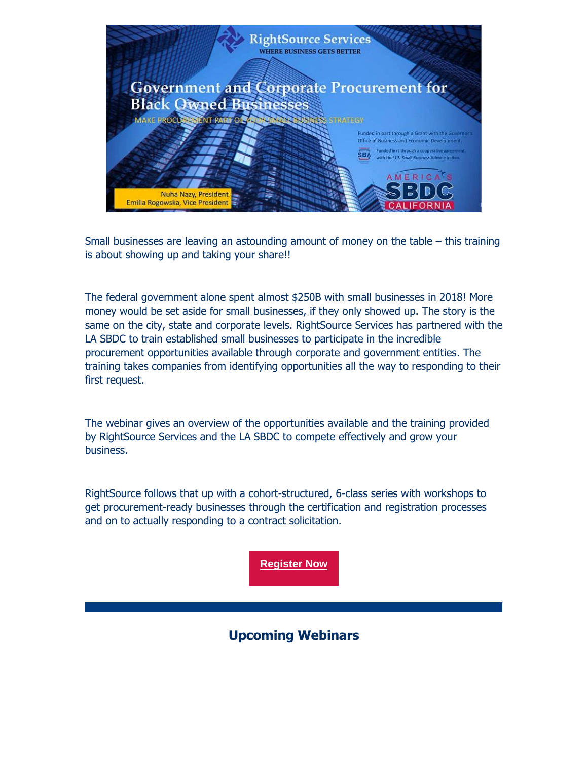RightSource Services
WHERE BUSINESS GETS BETTER

Government and Corporate Procurement for Black Owned Businesses

MAKE PROCUREMENT PART OF YOUR SMALL BUSINESS STRATEGY

Funded in part through a Grant with the Governor's Office of Business and Economic Development.

Funded in part through a cooperative agreement with the U.S. Small Business Administration.

AMERICA'S SBDC CALIFORNIA

Nuha Nazy, President
Emilia Rogowska, Vice President

Small businesses are leaving an astounding amount of money on the table – this training is about showing up and taking your share!!

The federal government alone spent almost $250B with small businesses in 2018! More money would be set aside for small businesses, if they only showed up. The story is the same on the city, state and corporate levels. RightSource Services has partnered with the LA SBDC to train established small businesses to participate in the incredible procurement opportunities available through corporate and government entities. The training takes companies from identifying opportunities all the way to responding to their first request.

The webinar gives an overview of the opportunities available and the training provided by RightSource Services and the LA SBDC to compete effectively and grow your business.

RightSource follows that up with a cohort-structured, 6-class series with workshops to get procurement-ready businesses through the certification and registration processes and on to actually responding to a contract solicitation.

**Register Now**

## Upcoming Webinars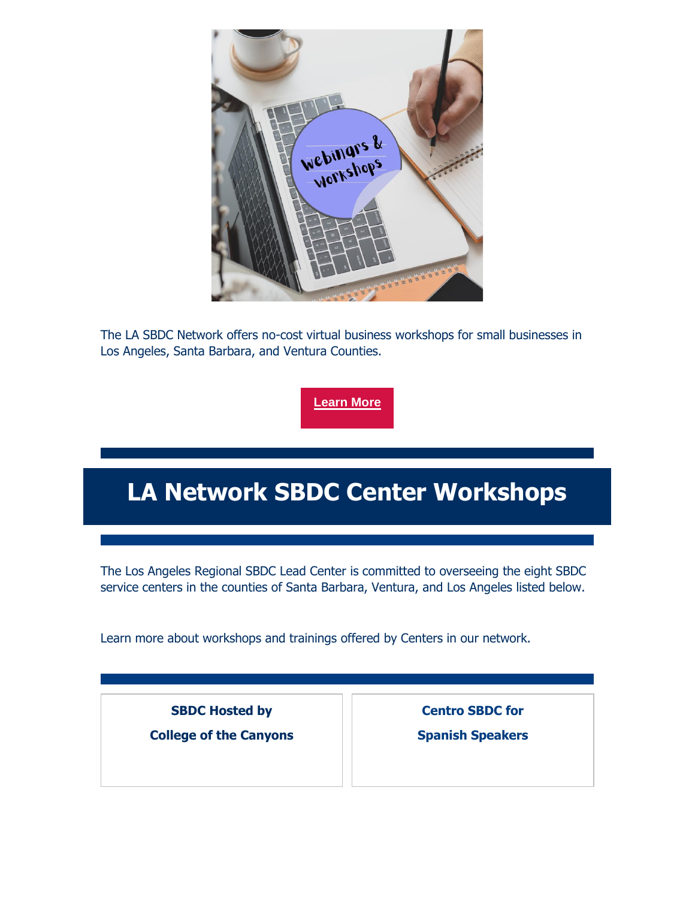The LA SBDC Network offers no-cost virtual business workshops for small businesses in Los Angeles, Santa Barbara, and Ventura Counties.

**Learn More**

# LA Network SBDC Center Workshops

The Los Angeles Regional SBDC Lead Center is committed to overseeing the eight SBDC service centers in the counties of Santa Barbara, Ventura, and Los Angeles listed below.

Learn more about workshops and trainings offered by Centers in our network.

**SBDC Hosted by**

**College of the Canyons**

**Centro SBDC for**

**Spanish Speakers**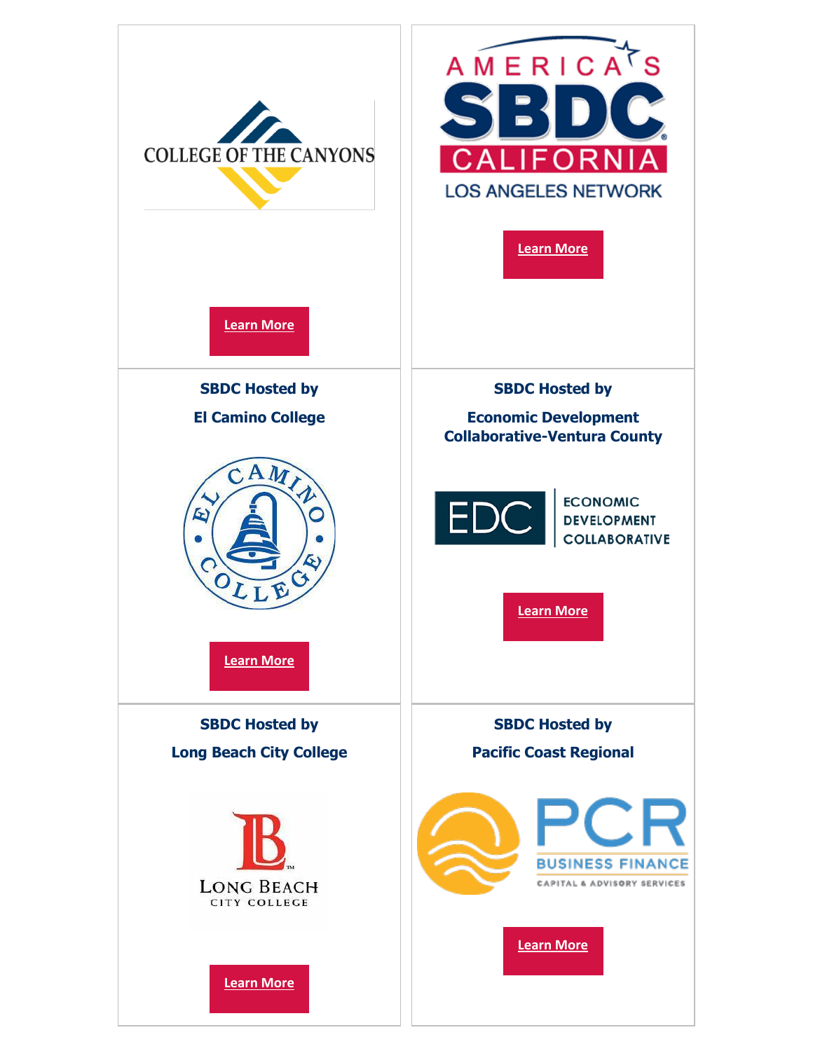COLLEGE OF THE CANYONS

Learn More

AMERICA'S SBDC CALIFORNIA LOS ANGELES NETWORK

Learn More

**SBDC Hosted by**

**El Camino College**

EL CAMINO COLLEGE

Learn More

**SBDC Hosted by**

**Economic Development Collaborative-Ventura County**

EDC ECONOMIC DEVELOPMENT COLLABORATIVE

Learn More

**SBDC Hosted by**

**Long Beach City College**

LONG BEACH CITY COLLEGE

Learn More

**SBDC Hosted by**

**Pacific Coast Regional**

PCR BUSINESS FINANCE CAPITAL & ADVISORY SERVICES

Learn More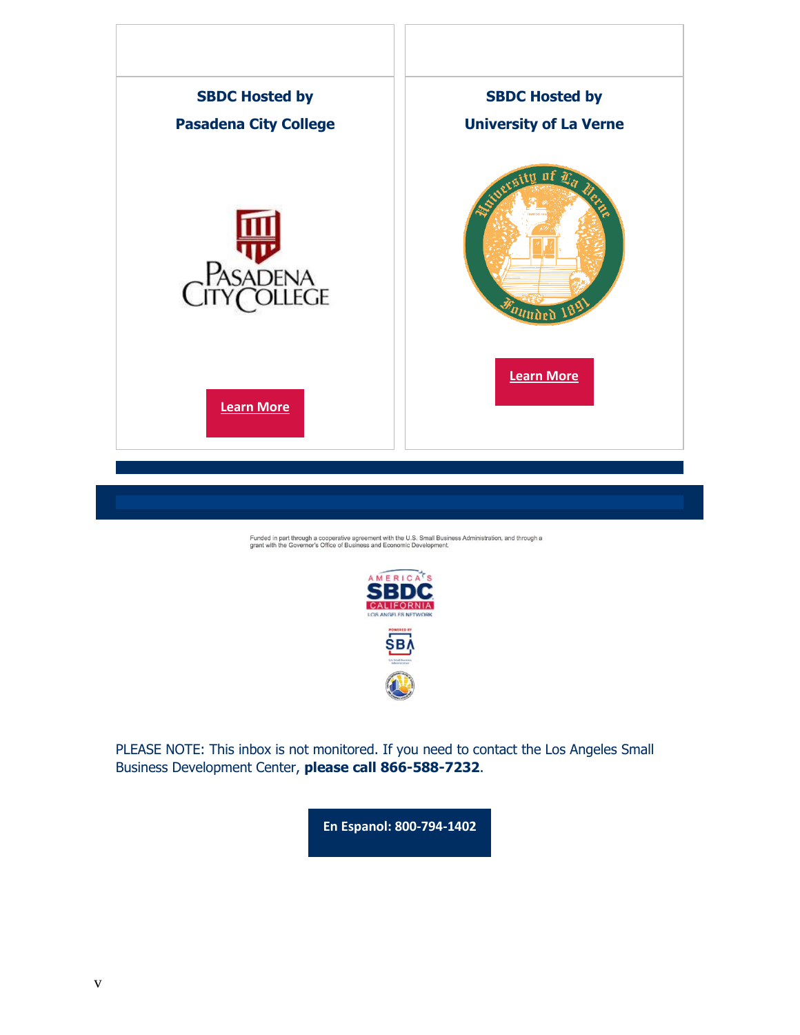**SBDC Hosted by**

**Pasadena City College**

**Learn More**

**SBDC Hosted by**

**University of La Verne**

**Learn More**

Funded in part through a cooperative agreement with the U.S. Small Business Administration, and through a grant with the Governor's Office of Business and Economic Development.

PLEASE NOTE: This inbox is not monitored. If you need to contact the Los Angeles Small Business Development Center, **please call 866-588-7232**.

**En Espanol: 800-794-1402**